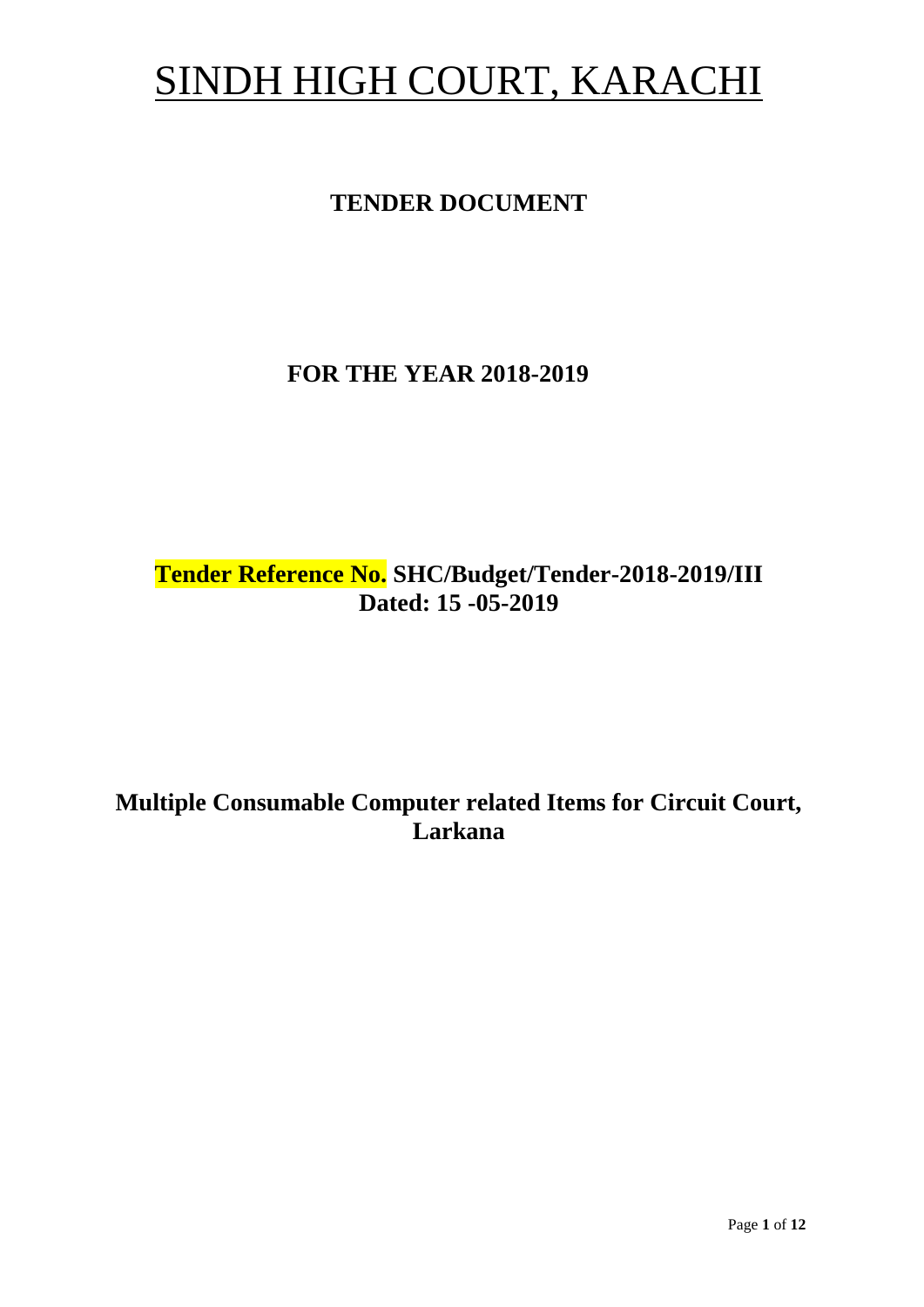# SINDH HIGH COURT, KARACHI

## TENDER DOCUMENT

## FOR THE YEAR 2018-2019

## Tender Reference No. SHC/Budget/Tender-2018-2019/III Dated: 15 -05-2019

## Multiple Consumable Computer related Items for Circuit Court, Larkana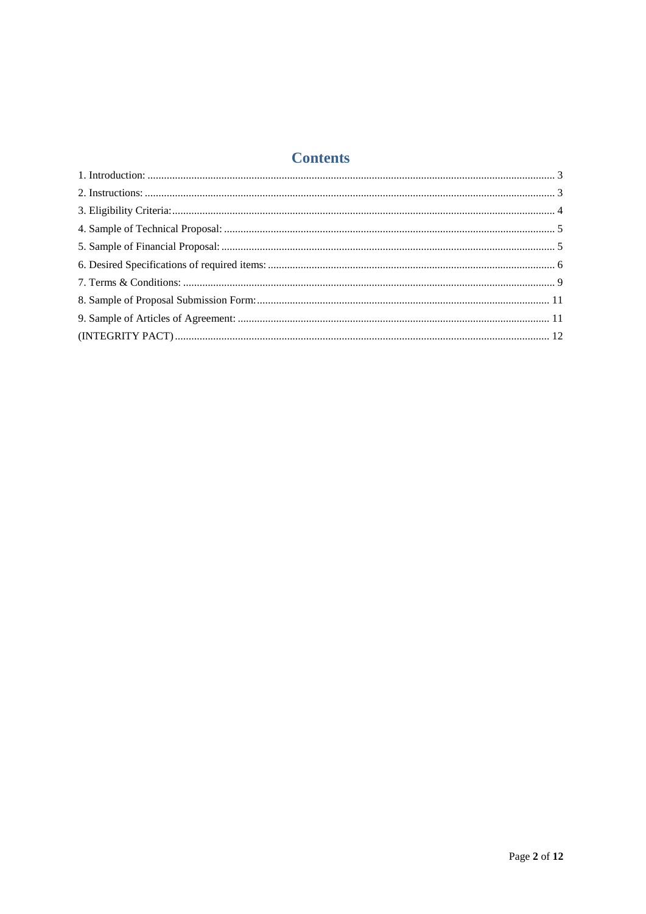# Contents

1. Introduction: ..................................................................................................................................... 3
2. Instructions: ..................................................................................................................................... 3
3. Eligibility Criteria:........................................................................................................................... 4
4. Sample of Technical Proposal: ........................................................................................................ 5
5. Sample of Financial Proposal: ......................................................................................................... 5
6. Desired Specifications of required items: ........................................................................................ 6
7. Terms & Conditions: ....................................................................................................................... 9
8. Sample of Proposal Submission Form:.......................................................................................... 11
9. Sample of Articles of Agreement: ................................................................................................. 11

(INTEGRITY PACT) ........................................................................................................................ 12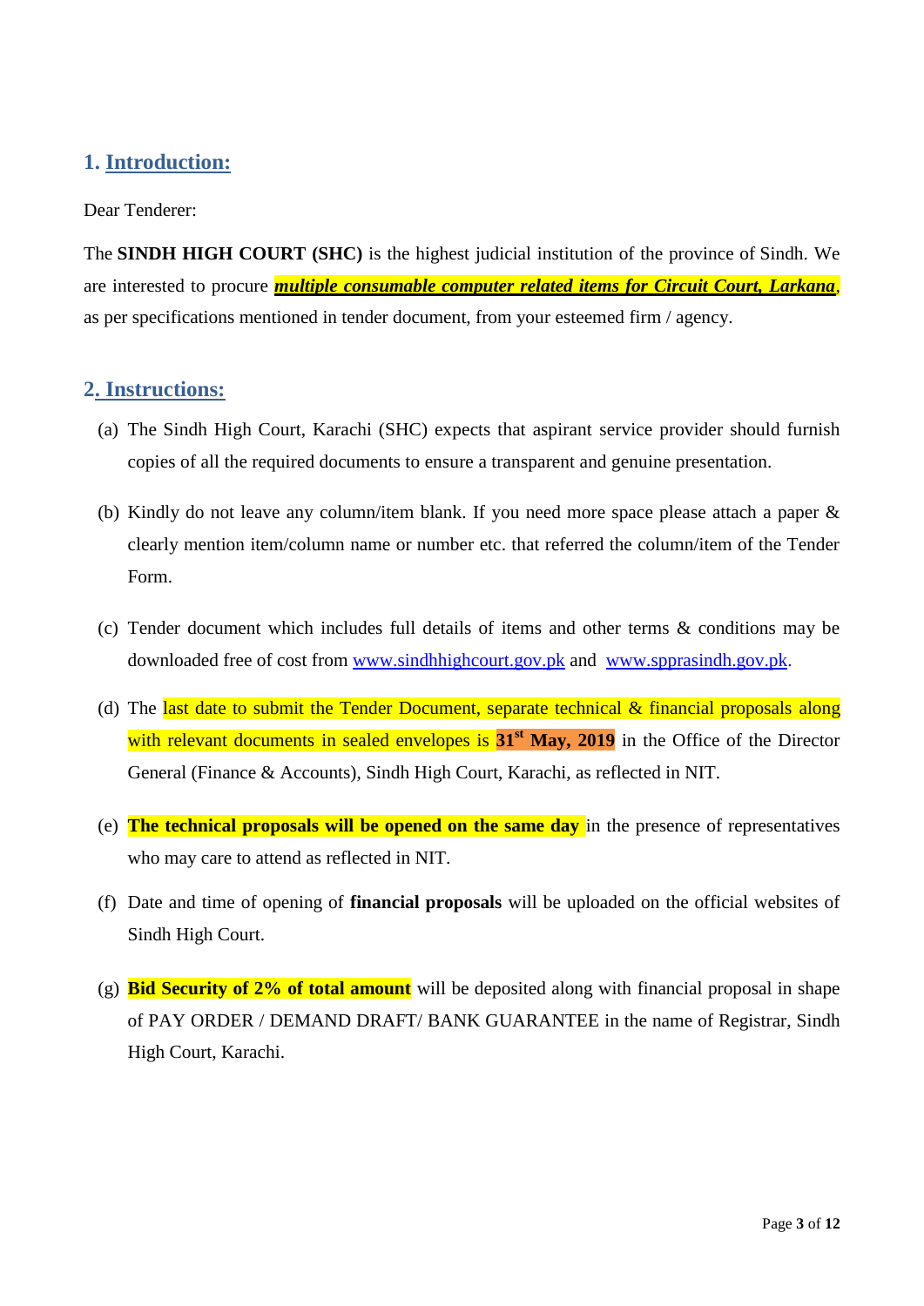## 1. Introduction:

Dear Tenderer:

The **SINDH HIGH COURT (SHC)** is the highest judicial institution of the province of Sindh. We are interested to procure ***multiple consumable computer related items for Circuit Court, Larkana***, as per specifications mentioned in tender document, from your esteemed firm / agency.

## 2. Instructions:

(a) The Sindh High Court, Karachi (SHC) expects that aspirant service provider should furnish copies of all the required documents to ensure a transparent and genuine presentation.

(b) Kindly do not leave any column/item blank. If you need more space please attach a paper & clearly mention item/column name or number etc. that referred the column/item of the Tender Form.

(c) Tender document which includes full details of items and other terms & conditions may be downloaded free of cost from www.sindhhighcourt.gov.pk and www.spprasindh.gov.pk.

(d) The last date to submit the Tender Document, separate technical & financial proposals along with relevant documents in sealed envelopes is **31st May, 2019** in the Office of the Director General (Finance & Accounts), Sindh High Court, Karachi, as reflected in NIT.

(e) **The technical proposals will be opened on the same day** in the presence of representatives who may care to attend as reflected in NIT.

(f) Date and time of opening of **financial proposals** will be uploaded on the official websites of Sindh High Court.

(g) **Bid Security of 2% of total amount** will be deposited along with financial proposal in shape of PAY ORDER / DEMAND DRAFT/ BANK GUARANTEE in the name of Registrar, Sindh High Court, Karachi.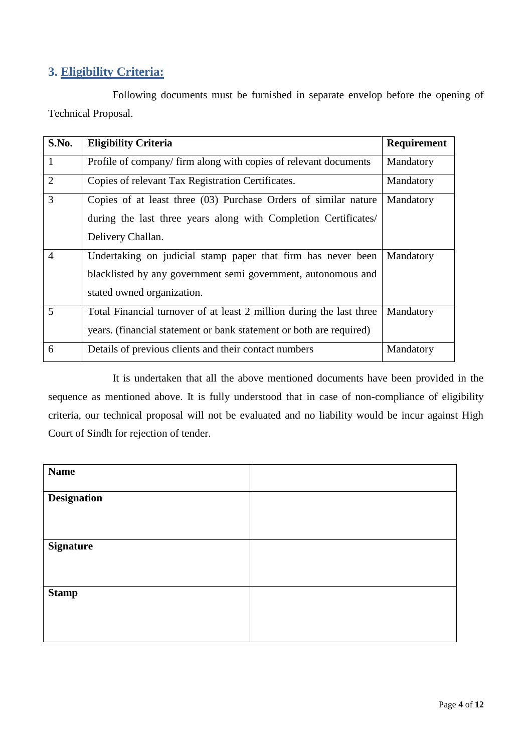## 3. Eligibility Criteria:

Following documents must be furnished in separate envelop before the opening of Technical Proposal.

| S.No. | Eligibility Criteria | Requirement |
|---|---|---|
| 1 | Profile of company/ firm along with copies of relevant documents | Mandatory |
| 2 | Copies of relevant Tax Registration Certificates. | Mandatory |
| 3 | Copies of at least three (03) Purchase Orders of similar nature during the last three years along with Completion Certificates/ Delivery Challan. | Mandatory |
| 4 | Undertaking on judicial stamp paper that firm has never been blacklisted by any government semi government, autonomous and stated owned organization. | Mandatory |
| 5 | Total Financial turnover of at least 2 million during the last three years. (financial statement or bank statement or both are required) | Mandatory |
| 6 | Details of previous clients and their contact numbers | Mandatory |

It is undertaken that all the above mentioned documents have been provided in the sequence as mentioned above. It is fully understood that in case of non-compliance of eligibility criteria, our technical proposal will not be evaluated and no liability would be incur against High Court of Sindh for rejection of tender.

| **Name** | |
|---|---|
| **Designation** | |
| **Signature** | |
| **Stamp** | |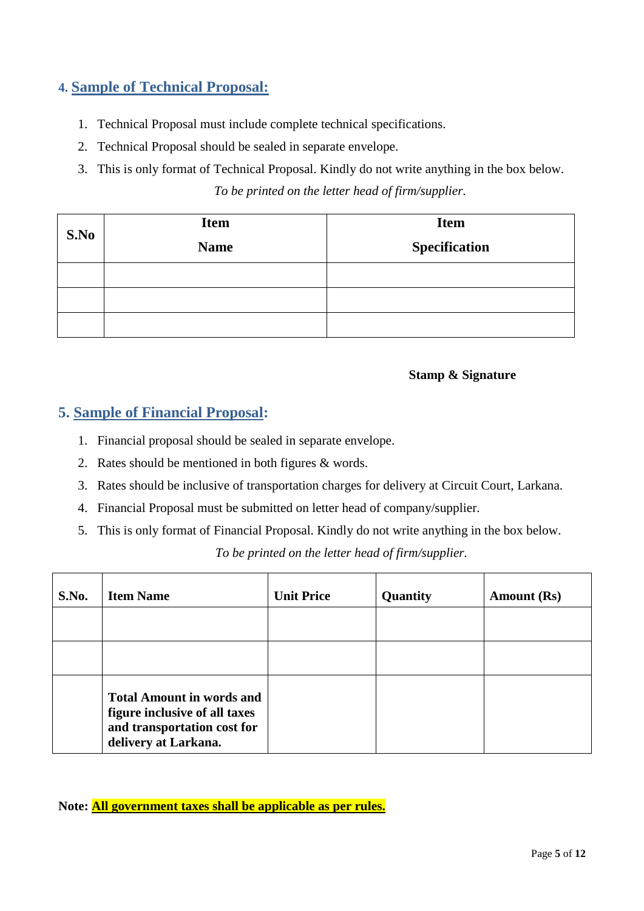## 4. Sample of Technical Proposal:

1. Technical Proposal must include complete technical specifications.
2. Technical Proposal should be sealed in separate envelope.
3. This is only format of Technical Proposal. Kindly do not write anything in the box below.

*To be printed on the letter head of firm/supplier.*

| S.No | Item Name | Item Specification |
|---|---|---|
| | | |
| | | |
| | | |

**Stamp & Signature**

## 5. Sample of Financial Proposal:

1. Financial proposal should be sealed in separate envelope.
2. Rates should be mentioned in both figures & words.
3. Rates should be inclusive of transportation charges for delivery at Circuit Court, Larkana.
4. Financial Proposal must be submitted on letter head of company/supplier.
5. This is only format of Financial Proposal. Kindly do not write anything in the box below.

*To be printed on the letter head of firm/supplier.*

| S.No. | Item Name | Unit Price | Quantity | Amount (Rs) |
|---|---|---|---|---|
| | | | | |
| | | | | |
| | **Total Amount in words and figure inclusive of all taxes and transportation cost for delivery at Larkana.** | | | |

**Note: All government taxes shall be applicable as per rules.**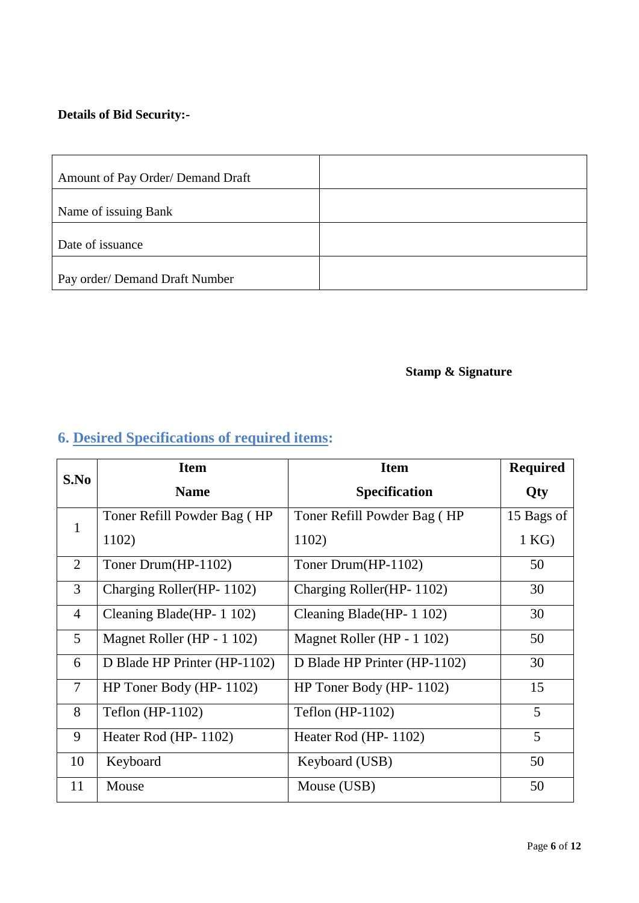**Details of Bid Security:-**

| | |
|---|---|
| Amount of Pay Order/ Demand Draft | |
| Name of issuing Bank | |
| Date of issuance | |
| Pay order/ Demand Draft Number | |

**Stamp & Signature**

## 6. Desired Specifications of required items:

| S.No | Item Name | Item Specification | Required Qty |
|---|---|---|---|
| 1 | Toner Refill Powder Bag ( HP 1102) | Toner Refill Powder Bag ( HP 1102) | 15 Bags of 1 KG) |
| 2 | Toner Drum(HP-1102) | Toner Drum(HP-1102) | 50 |
| 3 | Charging Roller(HP- 1102) | Charging Roller(HP- 1102) | 30 |
| 4 | Cleaning Blade(HP- 1 102) | Cleaning Blade(HP- 1 102) | 30 |
| 5 | Magnet Roller (HP - 1 102) | Magnet Roller (HP - 1 102) | 50 |
| 6 | D Blade HP Printer (HP-1102) | D Blade HP Printer (HP-1102) | 30 |
| 7 | HP Toner Body (HP- 1102) | HP Toner Body (HP- 1102) | 15 |
| 8 | Teflon (HP-1102) | Teflon (HP-1102) | 5 |
| 9 | Heater Rod (HP- 1102) | Heater Rod (HP- 1102) | 5 |
| 10 | Keyboard | Keyboard (USB) | 50 |
| 11 | Mouse | Mouse (USB) | 50 |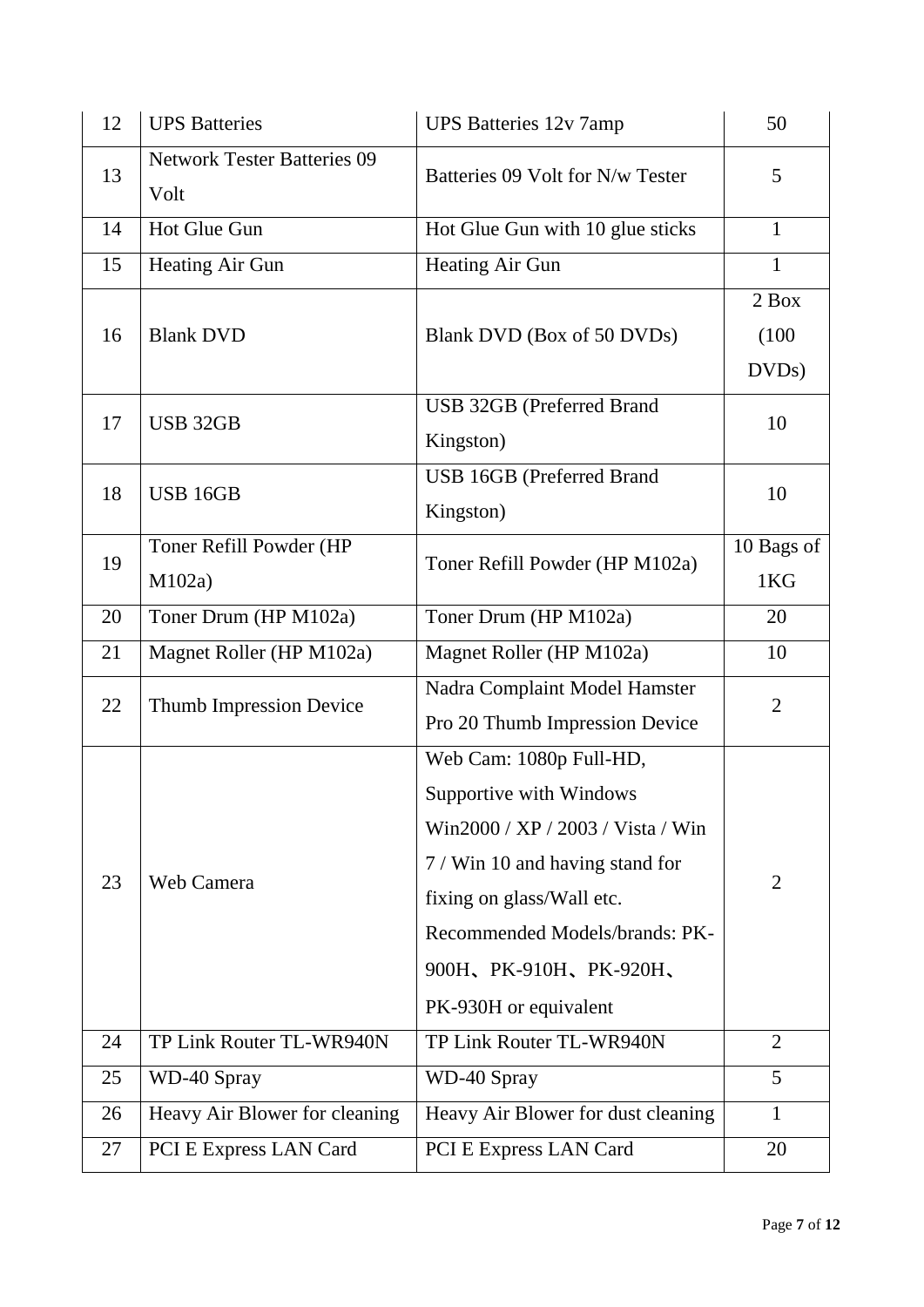| 12 | UPS Batteries | UPS Batteries 12v 7amp | 50 |
|---|---|---|---|
| 13 | Network Tester Batteries 09 Volt | Batteries 09 Volt for N/w Tester | 5 |
| 14 | Hot Glue Gun | Hot Glue Gun with 10 glue sticks | 1 |
| 15 | Heating Air Gun | Heating Air Gun | 1 |
| 16 | Blank DVD | Blank DVD (Box of 50 DVDs) | 2 Box (100 DVDs) |
| 17 | USB 32GB | USB 32GB (Preferred Brand Kingston) | 10 |
| 18 | USB 16GB | USB 16GB (Preferred Brand Kingston) | 10 |
| 19 | Toner Refill Powder (HP M102a) | Toner Refill Powder (HP M102a) | 10 Bags of 1KG |
| 20 | Toner Drum (HP M102a) | Toner Drum (HP M102a) | 20 |
| 21 | Magnet Roller (HP M102a) | Magnet Roller (HP M102a) | 10 |
| 22 | Thumb Impression Device | Nadra Complaint Model Hamster Pro 20 Thumb Impression Device | 2 |
| 23 | Web Camera | Web Cam: 1080p Full-HD, Supportive with Windows Win2000 / XP / 2003 / Vista / Win 7 / Win 10 and having stand for fixing on glass/Wall etc. Recommended Models/brands: PK-900H、PK-910H、PK-920H、PK-930H or equivalent | 2 |
| 24 | TP Link Router TL-WR940N | TP Link Router TL-WR940N | 2 |
| 25 | WD-40 Spray | WD-40 Spray | 5 |
| 26 | Heavy Air Blower for cleaning | Heavy Air Blower for dust cleaning | 1 |
| 27 | PCI E Express LAN Card | PCI E Express LAN Card | 20 |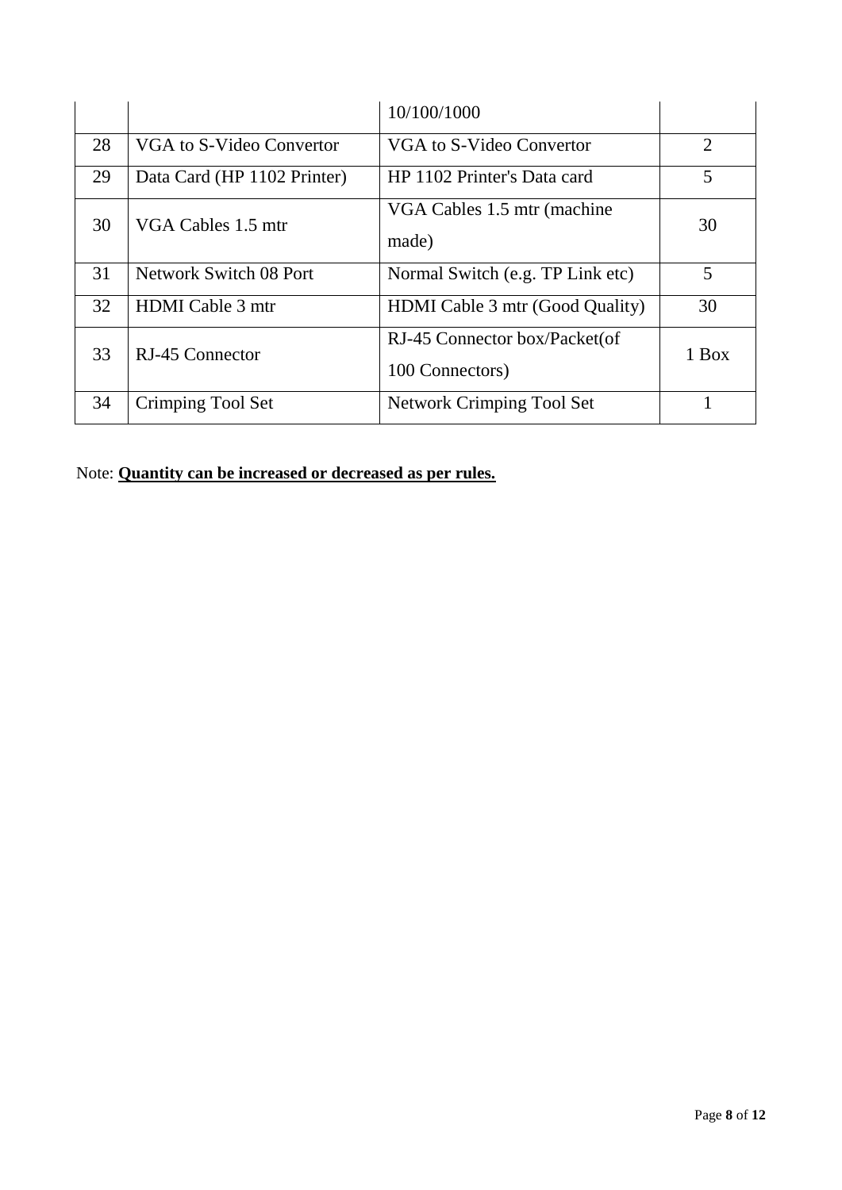| | | | |
|---|---|---|---|
| | | 10/100/1000 | |
| 28 | VGA to S-Video Convertor | VGA to S-Video Convertor | 2 |
| 29 | Data Card (HP 1102 Printer) | HP 1102 Printer's Data card | 5 |
| 30 | VGA Cables 1.5 mtr | VGA Cables 1.5 mtr (machine made) | 30 |
| 31 | Network Switch 08 Port | Normal Switch (e.g. TP Link etc) | 5 |
| 32 | HDMI Cable 3 mtr | HDMI Cable 3 mtr (Good Quality) | 30 |
| 33 | RJ-45 Connector | RJ-45 Connector box/Packet(of 100 Connectors) | 1 Box |
| 34 | Crimping Tool Set | Network Crimping Tool Set | 1 |

Note: **Quantity can be increased or decreased as per rules.**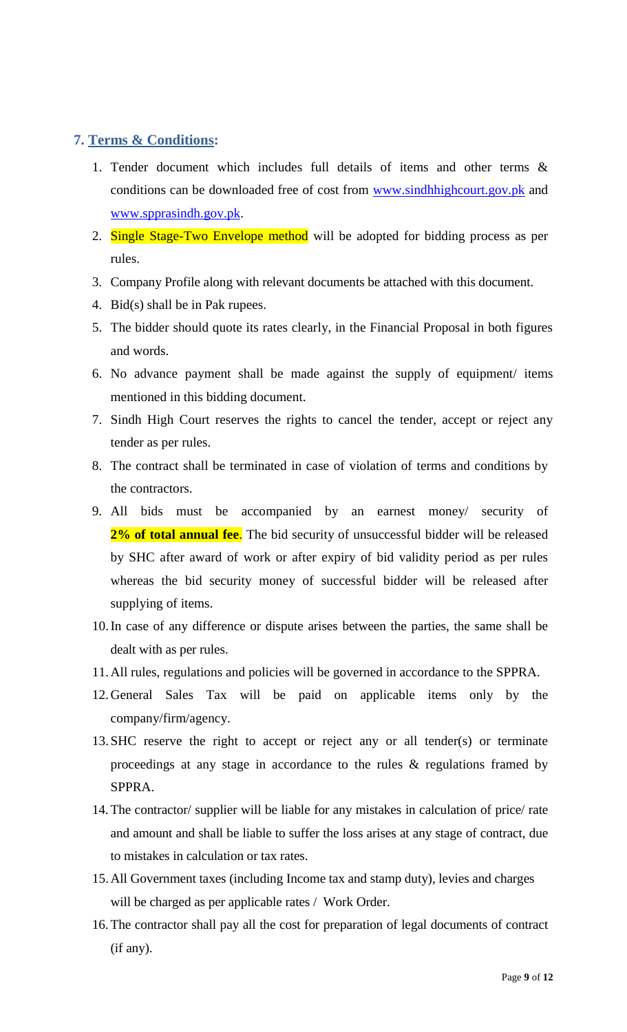## 7. Terms & Conditions:

1. Tender document which includes full details of items and other terms & conditions can be downloaded free of cost from www.sindhhighcourt.gov.pk and www.sppprasindh.gov.pk.
2. Single Stage-Two Envelope method will be adopted for bidding process as per rules.
3. Company Profile along with relevant documents be attached with this document.
4. Bid(s) shall be in Pak rupees.
5. The bidder should quote its rates clearly, in the Financial Proposal in both figures and words.
6. No advance payment shall be made against the supply of equipment/ items mentioned in this bidding document.
7. Sindh High Court reserves the rights to cancel the tender, accept or reject any tender as per rules.
8. The contract shall be terminated in case of violation of terms and conditions by the contractors.
9. All bids must be accompanied by an earnest money/ security of **2% of total annual fee**. The bid security of unsuccessful bidder will be released by SHC after award of work or after expiry of bid validity period as per rules whereas the bid security money of successful bidder will be released after supplying of items.
10. In case of any difference or dispute arises between the parties, the same shall be dealt with as per rules.
11. All rules, regulations and policies will be governed in accordance to the SPPRA.
12. General Sales Tax will be paid on applicable items only by the company/firm/agency.
13. SHC reserve the right to accept or reject any or all tender(s) or terminate proceedings at any stage in accordance to the rules & regulations framed by SPPRA.
14. The contractor/ supplier will be liable for any mistakes in calculation of price/ rate and amount and shall be liable to suffer the loss arises at any stage of contract, due to mistakes in calculation or tax rates.
15. All Government taxes (including Income tax and stamp duty), levies and charges will be charged as per applicable rates / Work Order.
16. The contractor shall pay all the cost for preparation of legal documents of contract (if any).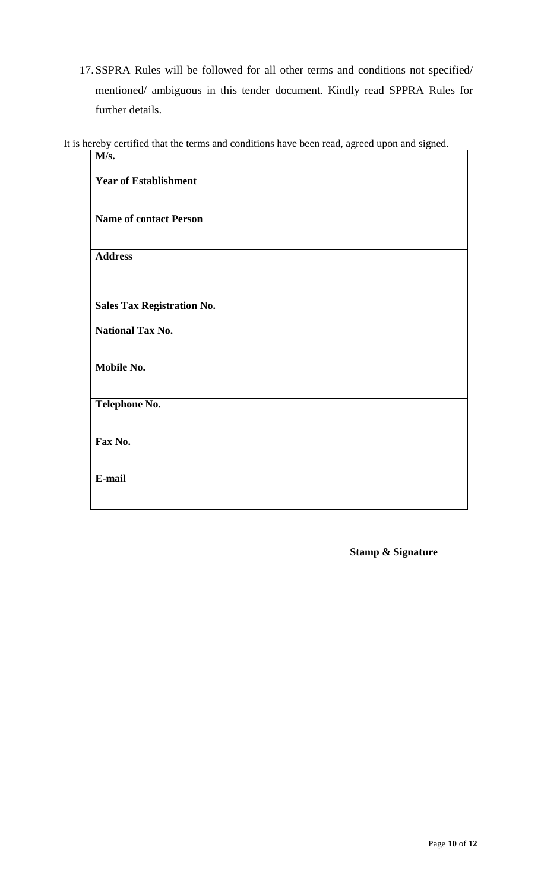17. SSPRA Rules will be followed for all other terms and conditions not specified/ mentioned/ ambiguous in this tender document. Kindly read SPPRA Rules for further details.

It is hereby certified that the terms and conditions have been read, agreed upon and signed.

| **M/s.** | |
|---|---|
| **Year of Establishment** | |
| **Name of contact Person** | |
| **Address** | |
| **Sales Tax Registration No.** | |
| **National Tax No.** | |
| **Mobile No.** | |
| **Telephone No.** | |
| **Fax No.** | |
| **E-mail** | |

**Stamp & Signature**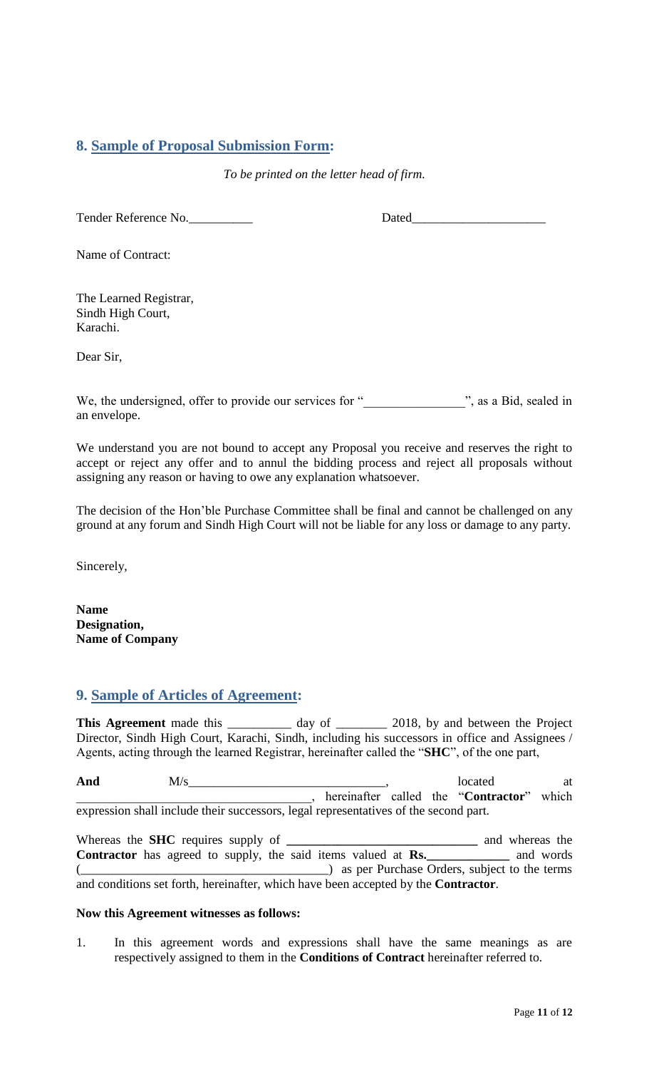## 8. Sample of Proposal Submission Form:

*To be printed on the letter head of firm.*

Tender Reference No.__________ Dated____________________

Name of Contract:

The Learned Registrar,
Sindh High Court,
Karachi.

Dear Sir,

We, the undersigned, offer to provide our services for "_______________", as a Bid, sealed in an envelope.

We understand you are not bound to accept any Proposal you receive and reserves the right to accept or reject any offer and to annul the bidding process and reject all proposals without assigning any reason or having to owe any explanation whatsoever.

The decision of the Hon'ble Purchase Committee shall be final and cannot be challenged on any ground at any forum and Sindh High Court will not be liable for any loss or damage to any party.

Sincerely,

**Name**
**Designation,**
**Name of Company**

## 9. Sample of Articles of Agreement:

**This Agreement** made this _________ day of ________ 2018, by and between the Project Director, Sindh High Court, Karachi, Sindh, including his successors in office and Assignees / Agents, acting through the learned Registrar, hereinafter called the "**SHC**", of the one part,

**And** M/s______________________________, located at ____________________________________, hereinafter called the "**Contractor**" which expression shall include their successors, legal representatives of the second part.

Whereas the **SHC** requires supply of **_____________________________** and whereas the **Contractor** has agreed to supply, the said items valued at **Rs.____________** and words (_______________________________________) as per Purchase Orders, subject to the terms and conditions set forth, hereinafter, which have been accepted by the **Contractor**.

**Now this Agreement witnesses as follows:**

1. In this agreement words and expressions shall have the same meanings as are respectively assigned to them in the **Conditions of Contract** hereinafter referred to.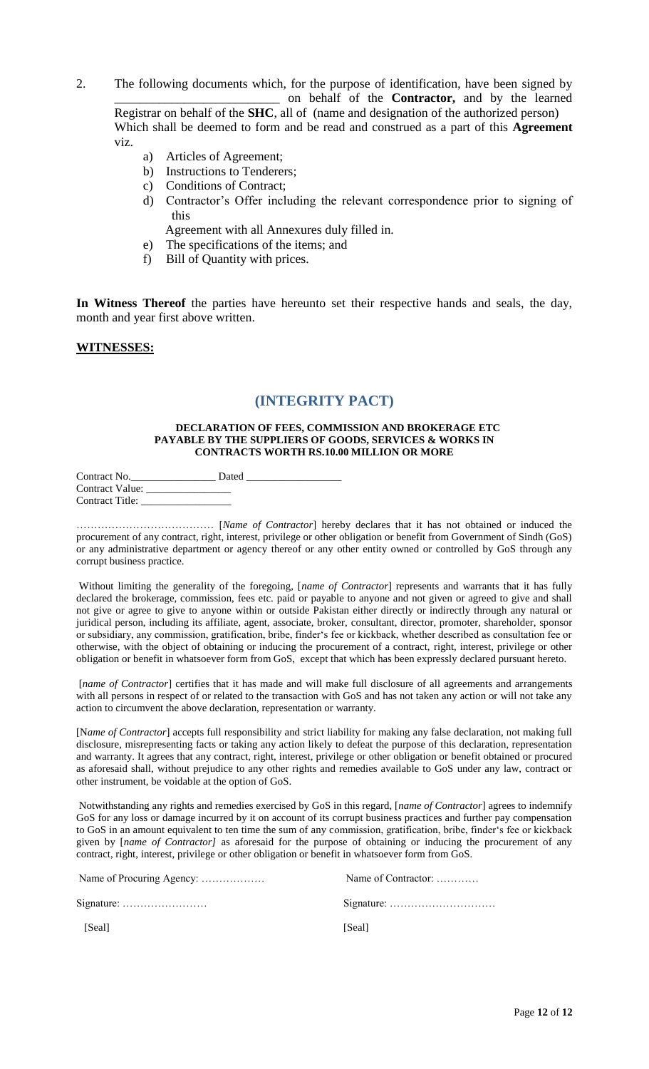2. The following documents which, for the purpose of identification, have been signed by ___________________________ on behalf of the **Contractor,** and by the learned Registrar on behalf of the **SHC**, all of (name and designation of the authorized person) Which shall be deemed to form and be read and construed as a part of this **Agreement** viz.

   a) Articles of Agreement;
   b) Instructions to Tenderers;
   c) Conditions of Contract;
   d) Contractor's Offer including the relevant correspondence prior to signing of this Agreement with all Annexures duly filled in.
   e) The specifications of the items; and
   f) Bill of Quantity with prices.

**In Witness Thereof** the parties have hereunto set their respective hands and seals, the day, month and year first above written.

**WITNESSES:**

## (INTEGRITY PACT)

**DECLARATION OF FEES, COMMISSION AND BROKERAGE ETC PAYABLE BY THE SUPPLIERS OF GOODS, SERVICES & WORKS IN CONTRACTS WORTH RS.10.00 MILLION OR MORE**

Contract No.________________ Dated __________________
Contract Value: ________________
Contract Title: _________________

………………………………… [*Name of Contractor*] hereby declares that it has not obtained or induced the procurement of any contract, right, interest, privilege or other obligation or benefit from Government of Sindh (GoS) or any administrative department or agency thereof or any other entity owned or controlled by GoS through any corrupt business practice.

Without limiting the generality of the foregoing, [*name of Contractor*] represents and warrants that it has fully declared the brokerage, commission, fees etc. paid or payable to anyone and not given or agreed to give and shall not give or agree to give to anyone within or outside Pakistan either directly or indirectly through any natural or juridical person, including its affiliate, agent, associate, broker, consultant, director, promoter, shareholder, sponsor or subsidiary, any commission, gratification, bribe, finder's fee or kickback, whether described as consultation fee or otherwise, with the object of obtaining or inducing the procurement of a contract, right, interest, privilege or other obligation or benefit in whatsoever form from GoS, except that which has been expressly declared pursuant hereto.

[*name of Contractor*] certifies that it has made and will make full disclosure of all agreements and arrangements with all persons in respect of or related to the transaction with GoS and has not taken any action or will not take any action to circumvent the above declaration, representation or warranty.

[N*ame of Contractor*] accepts full responsibility and strict liability for making any false declaration, not making full disclosure, misrepresenting facts or taking any action likely to defeat the purpose of this declaration, representation and warranty. It agrees that any contract, right, interest, privilege or other obligation or benefit obtained or procured as aforesaid shall, without prejudice to any other rights and remedies available to GoS under any law, contract or other instrument, be voidable at the option of GoS.

Notwithstanding any rights and remedies exercised by GoS in this regard, [*name of Contractor*] agrees to indemnify GoS for any loss or damage incurred by it on account of its corrupt business practices and further pay compensation to GoS in an amount equivalent to ten time the sum of any commission, gratification, bribe, finder's fee or kickback given by [*name of Contractor]* as aforesaid for the purpose of obtaining or inducing the procurement of any contract, right, interest, privilege or other obligation or benefit in whatsoever form from GoS.

| | |
|---|---|
| Name of Procuring Agency: ……………… | Name of Contractor: ………… |
| Signature: …………………… | Signature: ………………………… |
| [Seal] | [Seal] |